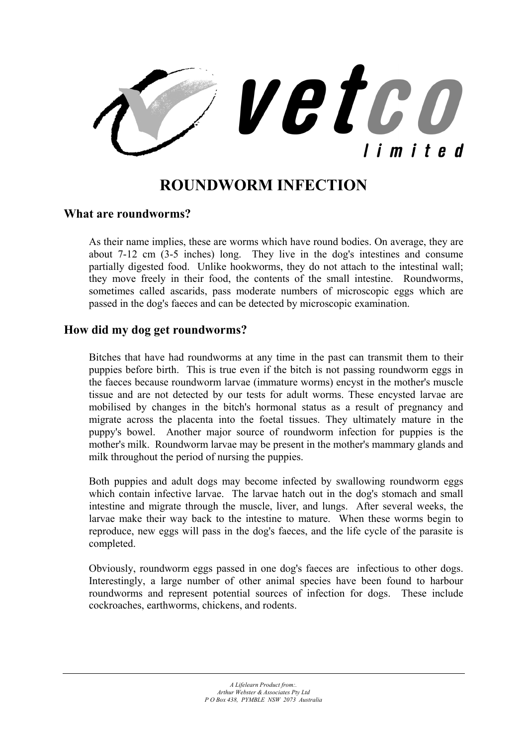# ROUNDWORM INFECTION

## What are roundworms?

As their name implies, these are worms which have round bodies. On average, they are about 7-12 cm (3-5 inches) long. They live in the dog's intestines and consume partially digested food. Unlike hookworms, they do not attach to the intestinal wall; they move freely in their food, the contents of the small intestine. Roundworms, sometimes called ascarids, pass moderate numbers of microscopic eggs which are passed in the dog's faeces and can be detected by microscopic examination.

## How did my dog get roundworms?

Bitches that have had roundworms at any time in the past can transmit them to their puppies before birth. This is true even if the bitch is not passing roundworm eggs in the faeces because roundworm larvae (immature worms) encyst in the mother's muscle tissue and are not detected by our tests for adult worms. These encysted larvae are mobilised by changes in the bitch's hormonal status as a result of pregnancy and migrate across the placenta into the foetal tissues. They ultimately mature in the puppy's bowel. Another major source of roundworm infection for puppies is the mother's milk. Roundworm larvae may be present in the mother's mammary glands and milk throughout the period of nursing the puppies.

Both puppies and adult dogs may become infected by swallowing roundworm eggs which contain infective larvae. The larvae hatch out in the dog's stomach and small intestine and migrate through the muscle, liver, and lungs. After several weeks, the larvae make their way back to the intestine to mature. When these worms begin to reproduce, new eggs will pass in the dog's faeces, and the life cycle of the parasite is completed.

Obviously, roundworm eggs passed in one dog's faeces are infectious to other dogs. Interestingly, a large number of other animal species have been found to harbour roundworms and represent potential sources of infection for dogs. These include cockroaches, earthworms, chickens, and rodents.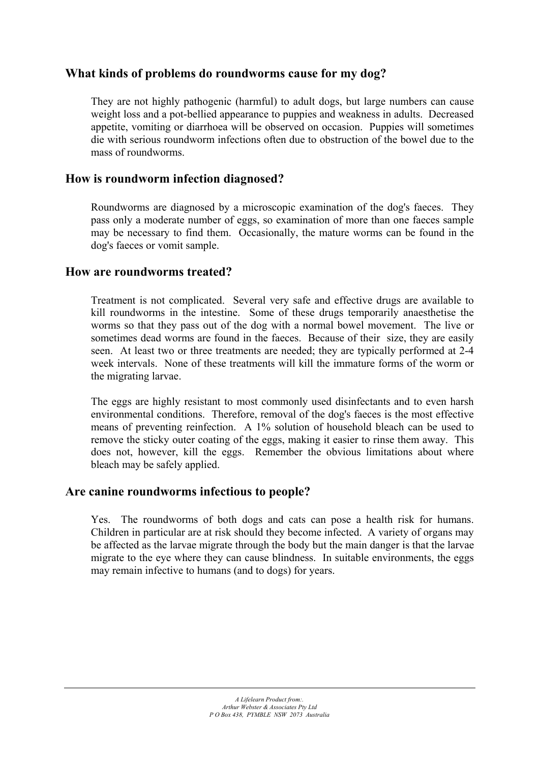## What kinds of problems do roundworms cause for my dog?

They are not highly pathogenic (harmful) to adult dogs, but large numbers can cause weight loss and a pot-bellied appearance to puppies and weakness in adults. Decreased appetite, vomiting or diarrhoea will be observed on occasion. Puppies will sometimes die with serious roundworm infections often due to obstruction of the bowel due to the mass of roundworms.

## How is roundworm infection diagnosed?

Roundworms are diagnosed by a microscopic examination of the dog's faeces. They pass only a moderate number of eggs, so examination of more than one faeces sample may be necessary to find them. Occasionally, the mature worms can be found in the dog's faeces or vomit sample.

## How are roundworms treated?

Treatment is not complicated. Several very safe and effective drugs are available to kill roundworms in the intestine. Some of these drugs temporarily anaesthetise the worms so that they pass out of the dog with a normal bowel movement. The live or sometimes dead worms are found in the faeces. Because of their size, they are easily seen. At least two or three treatments are needed; they are typically performed at 2-4 week intervals. None of these treatments will kill the immature forms of the worm or the migrating larvae.

The eggs are highly resistant to most commonly used disinfectants and to even harsh environmental conditions. Therefore, removal of the dog's faeces is the most effective means of preventing reinfection. A 1% solution of household bleach can be used to remove the sticky outer coating of the eggs, making it easier to rinse them away. This does not, however, kill the eggs. Remember the obvious limitations about where bleach may be safely applied.

## Are canine roundworms infectious to people?

Yes. The roundworms of both dogs and cats can pose a health risk for humans. Children in particular are at risk should they become infected. A variety of organs may be affected as the larvae migrate through the body but the main danger is that the larvae migrate to the eye where they can cause blindness. In suitable environments, the eggs may remain infective to humans (and to dogs) for years.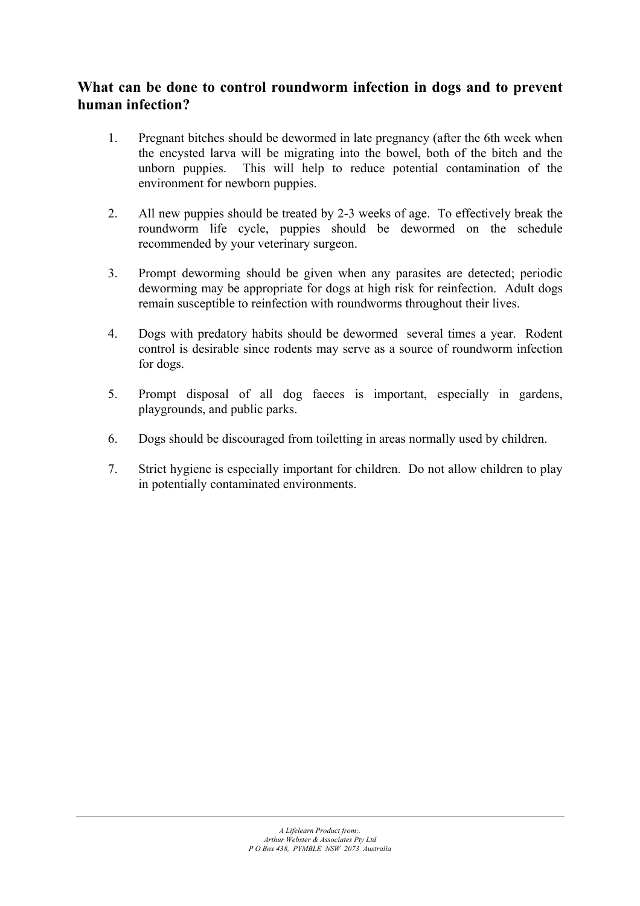## What can be done to control roundworm infection in dogs and to prevent human infection?

1. Pregnant bitches should be dewormed in late pregnancy (after the 6th week when the encysted larva will be migrating into the bowel, both of the bitch and the unborn puppies. This will help to reduce potential contamination of the environment for newborn puppies.

2. All new puppies should be treated by 2-3 weeks of age. To effectively break the roundworm life cycle, puppies should be dewormed on the schedule recommended by your veterinary surgeon.

3. Prompt deworming should be given when any parasites are detected; periodic deworming may be appropriate for dogs at high risk for reinfection. Adult dogs remain susceptible to reinfection with roundworms throughout their lives.

4. Dogs with predatory habits should be dewormed several times a year. Rodent control is desirable since rodents may serve as a source of roundworm infection for dogs.

5. Prompt disposal of all dog faeces is important, especially in gardens, playgrounds, and public parks.

6. Dogs should be discouraged from toiletting in areas normally used by children.

7. Strict hygiene is especially important for children. Do not allow children to play in potentially contaminated environments.

*A Lifelearn Product from:.*
*Arthur Webster & Associates Pty Ltd*
*P O Box 438, PYMBLE NSW 2073 Australia*